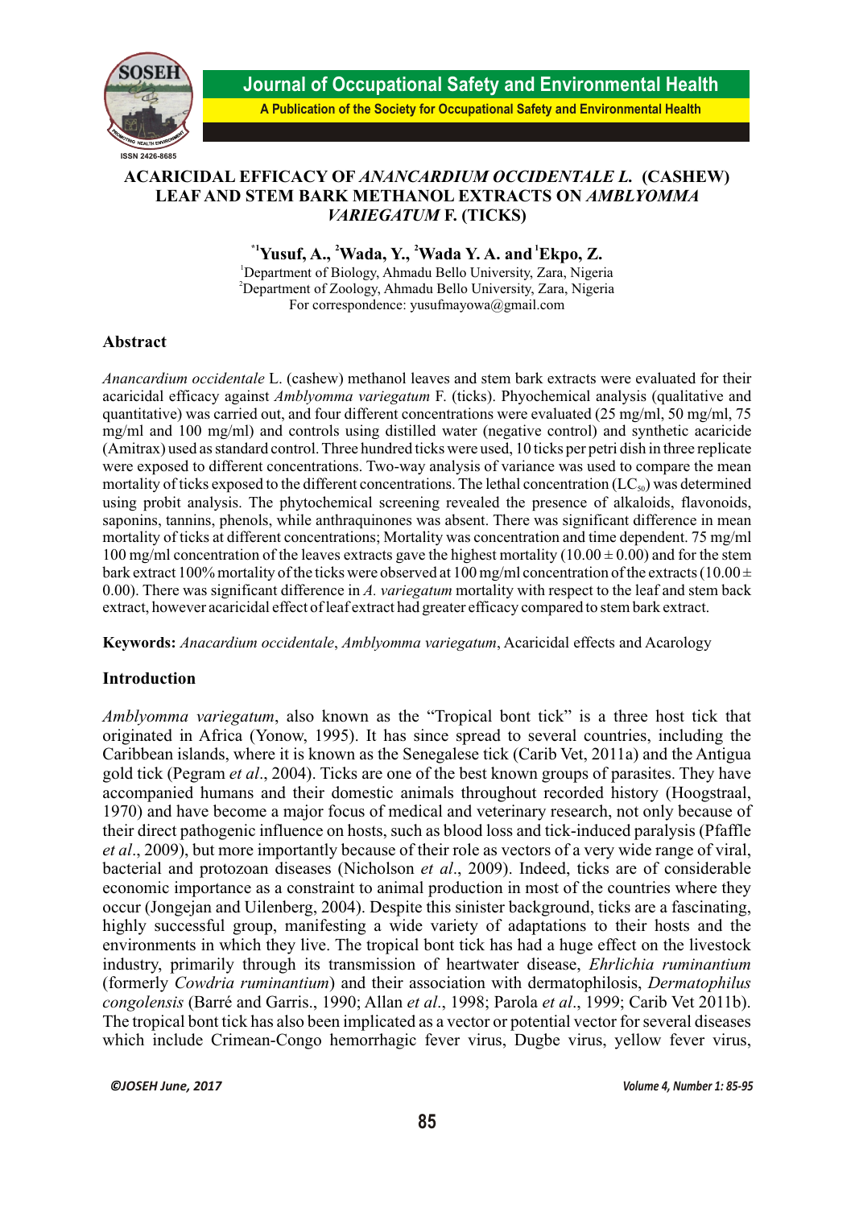# ACARICIDAL EFFICACY OF *ANANCARDIUM OCCIDENTALE L.* (CASHEW) LEAF AND STEM BARK METHANOL EXTRACTS ON *AMBLYOMMA VARIEGATUM* F. (TICKS)

**[*1]Yusuf, A., [2]Wada, Y., [2]Wada Y. A. and [1]Ekpo, Z.**

[1]Department of Biology, Ahmadu Bello University, Zara, Nigeria
[2]Department of Zoology, Ahmadu Bello University, Zara, Nigeria
For correspondence: yusufmayowa@gmail.com

## Abstract

*Anancardium occidentale* L. (cashew) methanol leaves and stem bark extracts were evaluated for their acaricidal efficacy against *Amblyomma variegatum* F. (ticks). Phyochemical analysis (qualitative and quantitative) was carried out, and four different concentrations were evaluated (25 mg/ml, 50 mg/ml, 75 mg/ml and 100 mg/ml) and controls using distilled water (negative control) and synthetic acaricide (Amitrax) used as standard control. Three hundred ticks were used, 10 ticks per petri dish in three replicate were exposed to different concentrations. Two-way analysis of variance was used to compare the mean mortality of ticks exposed to the different concentrations. The lethal concentration ($LC_{50}$) was determined using probit analysis. The phytochemical screening revealed the presence of alkaloids, flavonoids, saponins, tannins, phenols, while anthraquinones was absent. There was significant difference in mean mortality of ticks at different concentrations; Mortality was concentration and time dependent. 75 mg/ml 100 mg/ml concentration of the leaves extracts gave the highest mortality ($10.00 \pm 0.00$) and for the stem bark extract 100% mortality of the ticks were observed at 100 mg/ml concentration of the extracts ($10.00 \pm 0.00$). There was significant difference in *A. variegatum* mortality with respect to the leaf and stem back extract, however acaricidal effect of leaf extract had greater efficacy compared to stem bark extract.

**Keywords:** *Anacardium occidentale*, *Amblyomma variegatum*, Acaricidal effects and Acarology

## Introduction

*Amblyomma variegatum*, also known as the "Tropical bont tick" is a three host tick that originated in Africa (Yonow, 1995). It has since spread to several countries, including the Caribbean islands, where it is known as the Senegalese tick (Carib Vet, 2011a) and the Antigua gold tick (Pegram *et al*., 2004). Ticks are one of the best known groups of parasites. They have accompanied humans and their domestic animals throughout recorded history (Hoogstraal, 1970) and have become a major focus of medical and veterinary research, not only because of their direct pathogenic influence on hosts, such as blood loss and tick-induced paralysis (Pfaffle *et al*., 2009), but more importantly because of their role as vectors of a very wide range of viral, bacterial and protozoan diseases (Nicholson *et al*., 2009). Indeed, ticks are of considerable economic importance as a constraint to animal production in most of the countries where they occur (Jongejan and Uilenberg, 2004). Despite this sinister background, ticks are a fascinating, highly successful group, manifesting a wide variety of adaptations to their hosts and the environments in which they live. The tropical bont tick has had a huge effect on the livestock industry, primarily through its transmission of heartwater disease, *Ehrlichia ruminantium* (formerly *Cowdria ruminantium*) and their association with dermatophilosis, *Dermatophilus congolensis* (Barré and Garris., 1990; Allan *et al*., 1998; Parola *et al*., 1999; Carib Vet 2011b). The tropical bont tick has also been implicated as a vector or potential vector for several diseases which include Crimean-Congo hemorrhagic fever virus, Dugbe virus, yellow fever virus,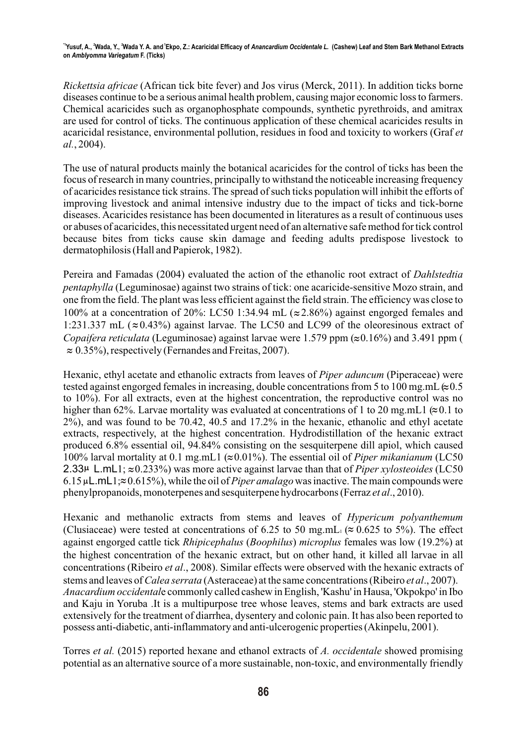*Rickettsia africae* (African tick bite fever) and Jos virus (Merck, 2011). In addition ticks borne diseases continue to be a serious animal health problem, causing major economic loss to farmers. Chemical acaricides such as organophosphate compounds, synthetic pyrethroids, and amitrax are used for control of ticks. The continuous application of these chemical acaricides results in acaricidal resistance, environmental pollution, residues in food and toxicity to workers (Graf *et al.*, 2004).

The use of natural products mainly the botanical acaricides for the control of ticks has been the focus of research in many countries, principally to withstand the noticeable increasing frequency of acaricides resistance tick strains. The spread of such ticks population will inhibit the efforts of improving livestock and animal intensive industry due to the impact of ticks and tick-borne diseases. Acaricides resistance has been documented in literatures as a result of continuous uses or abuses of acaricides, this necessitated urgent need of an alternative safe method for tick control because bites from ticks cause skin damage and feeding adults predispose livestock to dermatophilosis (Hall and Papierok, 1982).

Pereira and Famadas (2004) evaluated the action of the ethanolic root extract of *Dahlstedtia pentaphylla* (Leguminosae) against two strains of tick: one acaricide-sensitive Mozo strain, and one from the field. The plant was less efficient against the field strain. The efficiency was close to 100% at a concentration of 20%: LC50 1:34.94 mL ($\approx$2.86%) against engorged females and 1:231.337 mL ($\approx$0.43%) against larvae. The LC50 and LC99 of the oleoresinous extract of *Copaifera reticulata* (Leguminosae) against larvae were 1.579 ppm ($\approx$0.16%) and 3.491 ppm ($\approx$ 0.35%), respectively (Fernandes and Freitas, 2007).

Hexanic, ethyl acetate and ethanolic extracts from leaves of *Piper aduncum* (Piperaceae) were tested against engorged females in increasing, double concentrations from 5 to 100 mg.mL ($\approx$0.5 to 10%). For all extracts, even at the highest concentration, the reproductive control was no higher than 62%. Larvae mortality was evaluated at concentrations of 1 to 20 mg.mL1 ($\approx$0.1 to 2%), and was found to be 70.42, 40.5 and 17.2% in the hexanic, ethanolic and ethyl acetate extracts, respectively, at the highest concentration. Hydrodistillation of the hexanic extract produced 6.8% essential oil, 94.84% consisting on the sesquiterpene dill apiol, which caused 100% larval mortality at 0.1 mg.mL1 ($\approx$0.01%). The essential oil of *Piper mikanianum* (LC50 2.33µ L.mL1; $\approx$0.233%) was more active against larvae than that of *Piper xylosteoides* (LC50 6.15 µL.mL1;$\approx$0.615%), while the oil of *Piper amalago* was inactive. The main compounds were phenylpropanoids, monoterpenes and sesquiterpene hydrocarbons (Ferraz *et al*., 2010).

Hexanic and methanolic extracts from stems and leaves of *Hypericum polyanthemum* (Clusiaceae) were tested at concentrations of 6.25 to 50 mg.mL1 ($\approx$ 0.625 to 5%). The effect against engorged cattle tick *Rhipicephalus* (*Boophilus*) *microplus* females was low (19.2%) at the highest concentration of the hexanic extract, but on other hand, it killed all larvae in all concentrations (Ribeiro *et al*., 2008). Similar effects were observed with the hexanic extracts of stems and leaves of *Calea serrata* (Asteraceae) at the same concentrations (Ribeiro *et al*., 2007). *Anacardium occidental*e commonly called cashew in English, 'Kashu' in Hausa, 'Okpokpo' in Ibo and Kaju in Yoruba .It is a multipurpose tree whose leaves, stems and bark extracts are used extensively for the treatment of diarrhea, dysentery and colonic pain. It has also been reported to possess anti-diabetic, anti-inflammatory and anti-ulcerogenic properties (Akinpelu, 2001).

Torres *et al.* (2015) reported hexane and ethanol extracts of *A. occidentale* showed promising potential as an alternative source of a more sustainable, non-toxic, and environmentally friendly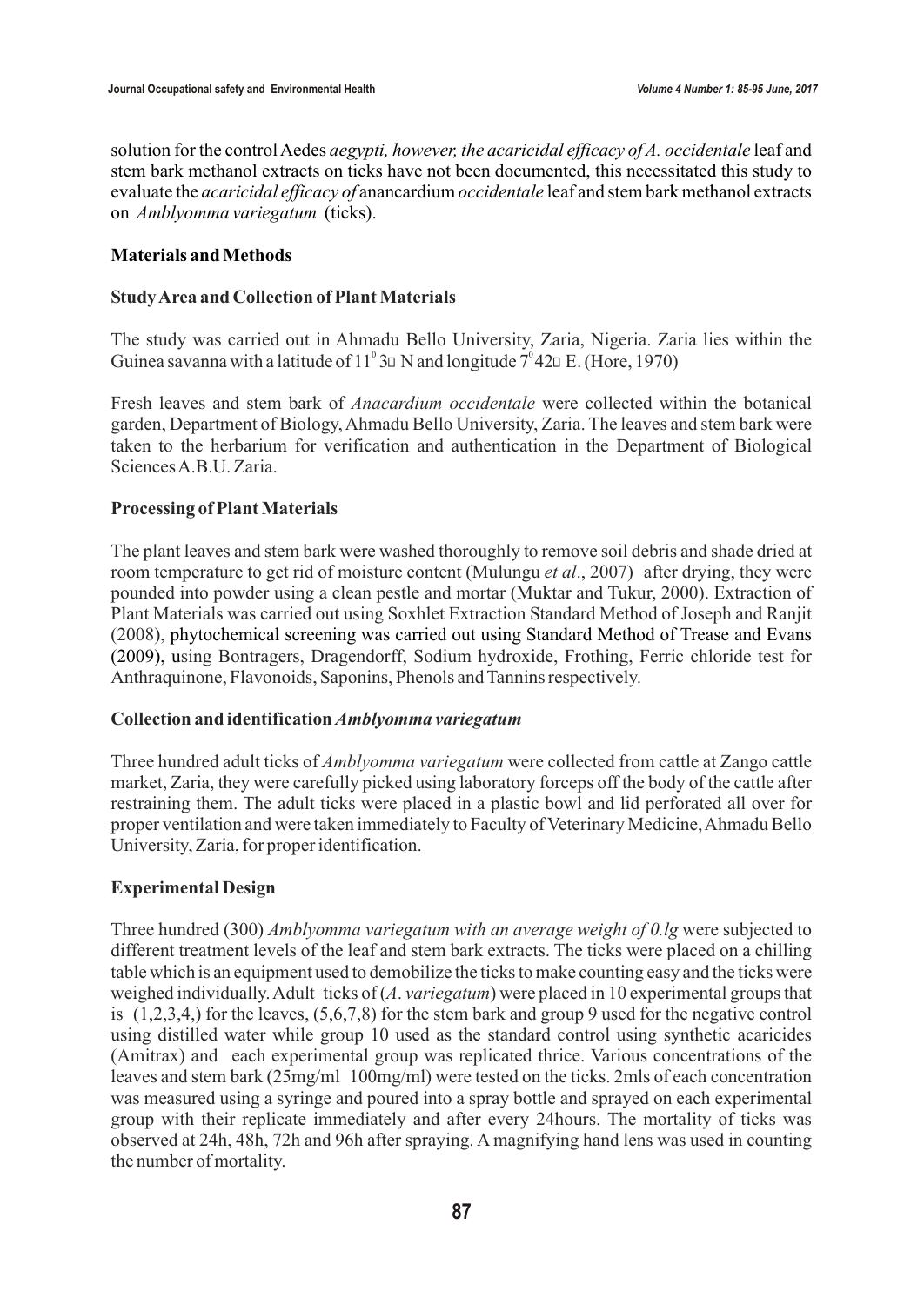solution for the control Aedes *aegypti, however, the acaricidal efficacy of A. occidentale* leaf and stem bark methanol extracts on ticks have not been documented, this necessitated this study to evaluate the *acaricidal efficacy of* anancardium *occidentale* leaf and stem bark methanol extracts on *Amblyomma variegatum* (ticks).

## Materials and Methods

### Study Area and Collection of Plant Materials

The study was carried out in Ahmadu Bello University, Zaria, Nigeria. Zaria lies within the Guinea savanna with a latitude of $11^0$ 3′ N and longitude $7^0$ 42′ E. (Hore, 1970)

Fresh leaves and stem bark of *Anacardium occidentale* were collected within the botanical garden, Department of Biology, Ahmadu Bello University, Zaria. The leaves and stem bark were taken to the herbarium for verification and authentication in the Department of Biological Sciences A.B.U. Zaria.

### Processing of Plant Materials

The plant leaves and stem bark were washed thoroughly to remove soil debris and shade dried at room temperature to get rid of moisture content (Mulungu *et al*., 2007) after drying, they were pounded into powder using a clean pestle and mortar (Muktar and Tukur, 2000). Extraction of Plant Materials was carried out using Soxhlet Extraction Standard Method of Joseph and Ranjit (2008), phytochemical screening was carried out using Standard Method of Trease and Evans (2009), using Bontragers, Dragendorff, Sodium hydroxide, Frothing, Ferric chloride test for Anthraquinone, Flavonoids, Saponins, Phenols and Tannins respectively.

### Collection and identification *Amblyomma variegatum*

Three hundred adult ticks of *Amblyomma variegatum* were collected from cattle at Zango cattle market, Zaria, they were carefully picked using laboratory forceps off the body of the cattle after restraining them. The adult ticks were placed in a plastic bowl and lid perforated all over for proper ventilation and were taken immediately to Faculty of Veterinary Medicine, Ahmadu Bello University, Zaria, for proper identification.

### Experimental Design

Three hundred (300) *Amblyomma variegatum with an average weight of 0.lg* were subjected to different treatment levels of the leaf and stem bark extracts. The ticks were placed on a chilling table which is an equipment used to demobilize the ticks to make counting easy and the ticks were weighed individually. Adult ticks of (*A. variegatum*) were placed in 10 experimental groups that is (1,2,3,4,) for the leaves, (5,6,7,8) for the stem bark and group 9 used for the negative control using distilled water while group 10 used as the standard control using synthetic acaricides (Amitrax) and each experimental group was replicated thrice. Various concentrations of the leaves and stem bark (25mg/ml 100mg/ml) were tested on the ticks. 2mls of each concentration was measured using a syringe and poured into a spray bottle and sprayed on each experimental group with their replicate immediately and after every 24hours. The mortality of ticks was observed at 24h, 48h, 72h and 96h after spraying. A magnifying hand lens was used in counting the number of mortality.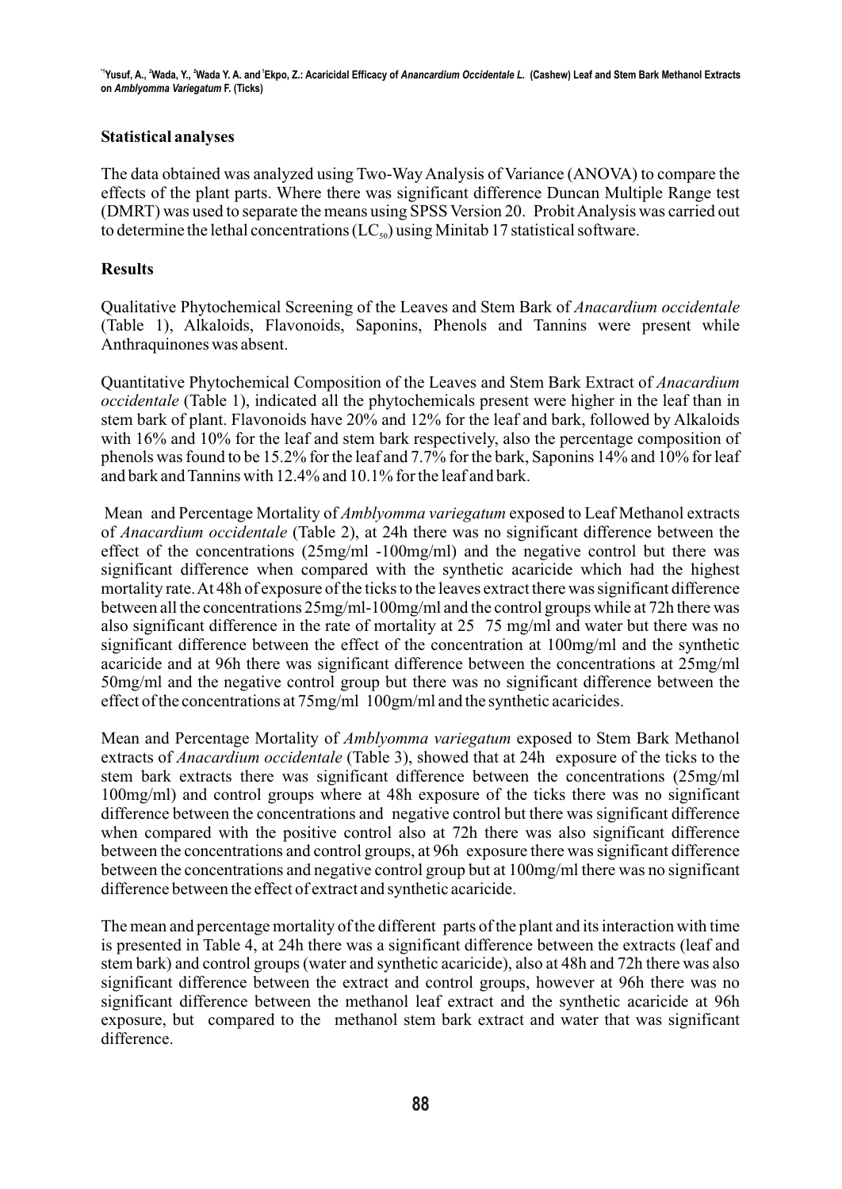## Statistical analyses

The data obtained was analyzed using Two-Way Analysis of Variance (ANOVA) to compare the effects of the plant parts. Where there was significant difference Duncan Multiple Range test (DMRT) was used to separate the means using SPSS Version 20. Probit Analysis was carried out to determine the lethal concentrations ($LC_{50}$) using Minitab 17 statistical software.

## Results

Qualitative Phytochemical Screening of the Leaves and Stem Bark of *Anacardium occidentale* (Table 1), Alkaloids, Flavonoids, Saponins, Phenols and Tannins were present while Anthraquinones was absent.

Quantitative Phytochemical Composition of the Leaves and Stem Bark Extract of *Anacardium occidentale* (Table 1), indicated all the phytochemicals present were higher in the leaf than in stem bark of plant. Flavonoids have 20% and 12% for the leaf and bark, followed by Alkaloids with 16% and 10% for the leaf and stem bark respectively, also the percentage composition of phenols was found to be 15.2% for the leaf and 7.7% for the bark, Saponins 14% and 10% for leaf and bark and Tannins with 12.4% and 10.1% for the leaf and bark.

Mean and Percentage Mortality of *Amblyomma variegatum* exposed to Leaf Methanol extracts of *Anacardium occidentale* (Table 2), at 24h there was no significant difference between the effect of the concentrations (25mg/ml -100mg/ml) and the negative control but there was significant difference when compared with the synthetic acaricide which had the highest mortality rate. At 48h of exposure of the ticks to the leaves extract there was significant difference between all the concentrations 25mg/ml-100mg/ml and the control groups while at 72h there was also significant difference in the rate of mortality at 25 75 mg/ml and water but there was no significant difference between the effect of the concentration at 100mg/ml and the synthetic acaricide and at 96h there was significant difference between the concentrations at 25mg/ml 50mg/ml and the negative control group but there was no significant difference between the effect of the concentrations at 75mg/ml 100gm/ml and the synthetic acaricides.

Mean and Percentage Mortality of *Amblyomma variegatum* exposed to Stem Bark Methanol extracts of *Anacardium occidentale* (Table 3), showed that at 24h exposure of the ticks to the stem bark extracts there was significant difference between the concentrations (25mg/ml 100mg/ml) and control groups where at 48h exposure of the ticks there was no significant difference between the concentrations and negative control but there was significant difference when compared with the positive control also at 72h there was also significant difference between the concentrations and control groups, at 96h exposure there was significant difference between the concentrations and negative control group but at 100mg/ml there was no significant difference between the effect of extract and synthetic acaricide.

The mean and percentage mortality of the different parts of the plant and its interaction with time is presented in Table 4, at 24h there was a significant difference between the extracts (leaf and stem bark) and control groups (water and synthetic acaricide), also at 48h and 72h there was also significant difference between the extract and control groups, however at 96h there was no significant difference between the methanol leaf extract and the synthetic acaricide at 96h exposure, but compared to the methanol stem bark extract and water that was significant difference.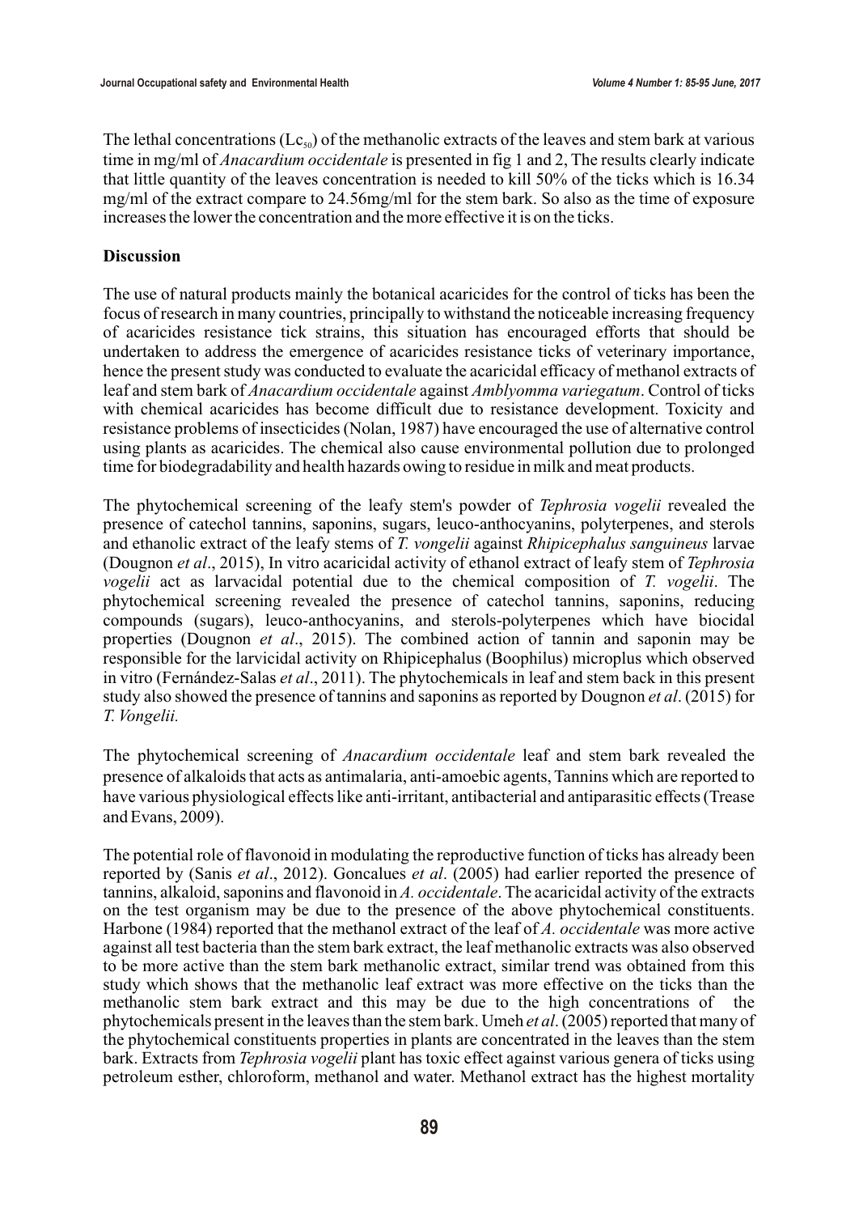The lethal concentrations ($Lc_{50}$) of the methanolic extracts of the leaves and stem bark at various time in mg/ml of *Anacardium occidentale* is presented in fig 1 and 2, The results clearly indicate that little quantity of the leaves concentration is needed to kill 50% of the ticks which is 16.34 mg/ml of the extract compare to 24.56mg/ml for the stem bark. So also as the time of exposure increases the lower the concentration and the more effective it is on the ticks.

**Discussion**

The use of natural products mainly the botanical acaricides for the control of ticks has been the focus of research in many countries, principally to withstand the noticeable increasing frequency of acaricides resistance tick strains, this situation has encouraged efforts that should be undertaken to address the emergence of acaricides resistance ticks of veterinary importance, hence the present study was conducted to evaluate the acaricidal efficacy of methanol extracts of leaf and stem bark of *Anacardium occidentale* against *Amblyomma variegatum*. Control of ticks with chemical acaricides has become difficult due to resistance development. Toxicity and resistance problems of insecticides (Nolan, 1987) have encouraged the use of alternative control using plants as acaricides. The chemical also cause environmental pollution due to prolonged time for biodegradability and health hazards owing to residue in milk and meat products.

The phytochemical screening of the leafy stem's powder of *Tephrosia vogelii* revealed the presence of catechol tannins, saponins, sugars, leuco-anthocyanins, polyterpenes, and sterols and ethanolic extract of the leafy stems of *T. vongelii* against *Rhipicephalus sanguineus* larvae (Dougnon *et al*., 2015), In vitro acaricidal activity of ethanol extract of leafy stem of *Tephrosia vogelii* act as larvacidal potential due to the chemical composition of *T. vogelii*. The phytochemical screening revealed the presence of catechol tannins, saponins, reducing compounds (sugars), leuco-anthocyanins, and sterols-polyterpenes which have biocidal properties (Dougnon *et al*., 2015). The combined action of tannin and saponin may be responsible for the larvicidal activity on Rhipicephalus (Boophilus) microplus which observed in vitro (Fernández-Salas *et al*., 2011). The phytochemicals in leaf and stem back in this present study also showed the presence of tannins and saponins as reported by Dougnon *et al*. (2015) for *T. Vongelii.*

The phytochemical screening of *Anacardium occidentale* leaf and stem bark revealed the presence of alkaloids that acts as antimalaria, anti-amoebic agents, Tannins which are reported to have various physiological effects like anti-irritant, antibacterial and antiparasitic effects (Trease and Evans, 2009).

The potential role of flavonoid in modulating the reproductive function of ticks has already been reported by (Sanis *et al*., 2012). Goncalues *et al*. (2005) had earlier reported the presence of tannins, alkaloid, saponins and flavonoid in *A. occidentale*. The acaricidal activity of the extracts on the test organism may be due to the presence of the above phytochemical constituents. Harbone (1984) reported that the methanol extract of the leaf of *A. occidentale* was more active against all test bacteria than the stem bark extract, the leaf methanolic extracts was also observed to be more active than the stem bark methanolic extract, similar trend was obtained from this study which shows that the methanolic leaf extract was more effective on the ticks than the methanolic stem bark extract and this may be due to the high concentrations of the phytochemicals present in the leaves than the stem bark. Umeh *et al*. (2005) reported that many of the phytochemical constituents properties in plants are concentrated in the leaves than the stem bark. Extracts from *Tephrosia vogelii* plant has toxic effect against various genera of ticks using petroleum esther, chloroform, methanol and water. Methanol extract has the highest mortality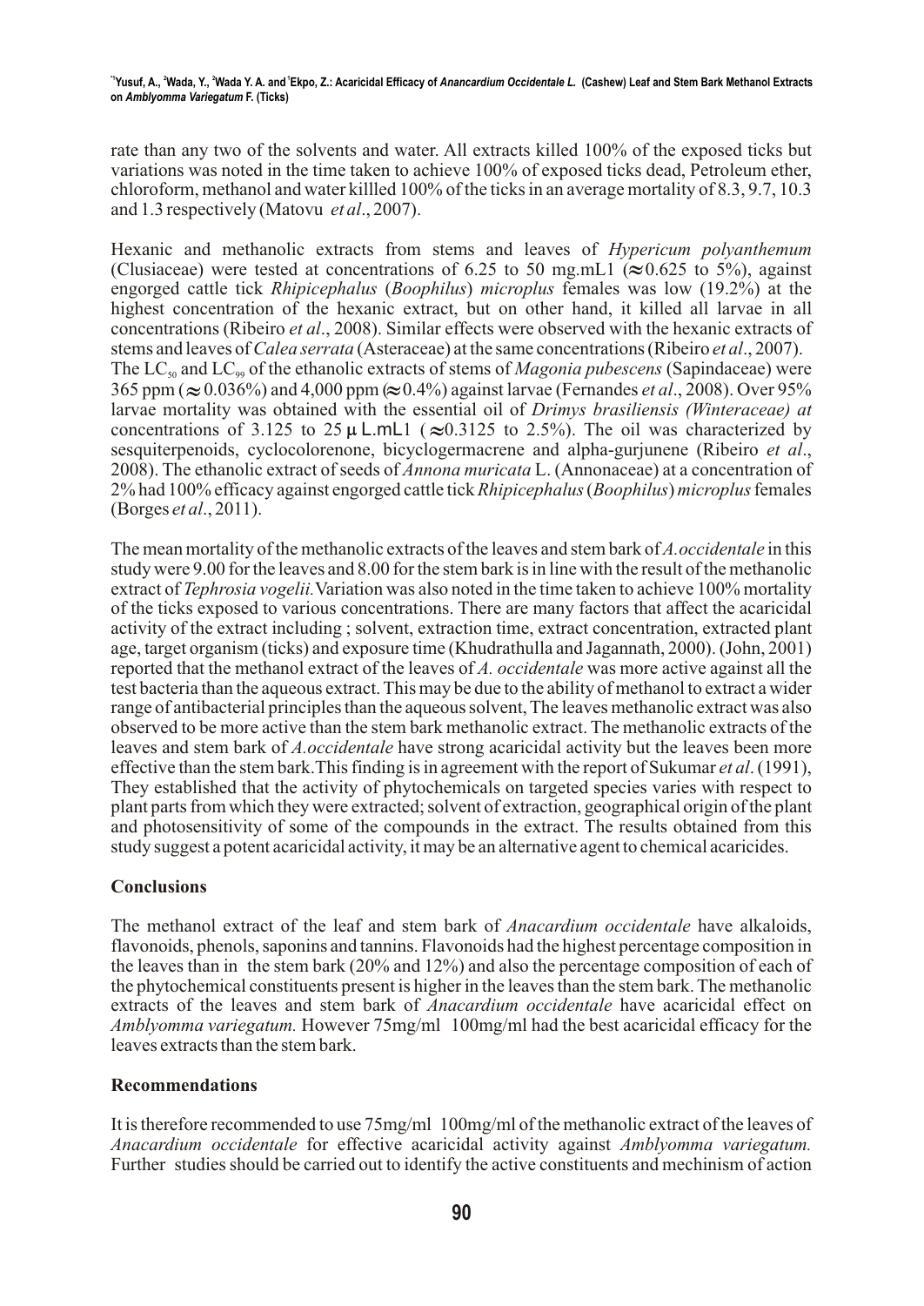rate than any two of the solvents and water. All extracts killed 100% of the exposed ticks but variations was noted in the time taken to achieve 100% of exposed ticks dead, Petroleum ether, chloroform, methanol and water killled 100% of the ticks in an average mortality of 8.3, 9.7, 10.3 and 1.3 respectively (Matovu *et al*., 2007).

Hexanic and methanolic extracts from stems and leaves of *Hypericum polyanthemum* (Clusiaceae) were tested at concentrations of 6.25 to 50 mg.mL1 ($\approx$0.625 to 5%), against engorged cattle tick *Rhipicephalus* (*Boophilus*) *microplus* females was low (19.2%) at the highest concentration of the hexanic extract, but on other hand, it killed all larvae in all concentrations (Ribeiro *et al*., 2008). Similar effects were observed with the hexanic extracts of stems and leaves of *Calea serrata* (Asteraceae) at the same concentrations (Ribeiro *et al*., 2007). The $LC_{50}$ and $LC_{99}$ of the ethanolic extracts of stems of *Magonia pubescens* (Sapindaceae) were 365 ppm ($\approx$ 0.036%) and 4,000 ppm ($\approx$0.4%) against larvae (Fernandes *et al*., 2008). Over 95% larvae mortality was obtained with the essential oil of *Drimys brasiliensis (Winteraceae) at* concentrations of 3.125 to 25 µL.mL1 ($\approx$0.3125 to 2.5%). The oil was characterized by sesquiterpenoids, cyclocolorenone, bicyclogermacrene and alpha-gurjunene (Ribeiro *et al*., 2008). The ethanolic extract of seeds of *Annona muricata* L. (Annonaceae) at a concentration of 2% had 100% efficacy against engorged cattle tick *Rhipicephalus* (*Boophilus*) *microplus* females (Borges *et al*., 2011).

The mean mortality of the methanolic extracts of the leaves and stem bark of *A.occidentale* in this study were 9.00 for the leaves and 8.00 for the stem bark is in line with the result of the methanolic extract of *Tephrosia vogelii.* Variation was also noted in the time taken to achieve 100% mortality of the ticks exposed to various concentrations. There are many factors that affect the acaricidal activity of the extract including ; solvent, extraction time, extract concentration, extracted plant age, target organism (ticks) and exposure time (Khudrathulla and Jagannath, 2000). (John, 2001) reported that the methanol extract of the leaves of *A. occidentale* was more active against all the test bacteria than the aqueous extract. This may be due to the ability of methanol to extract a wider range of antibacterial principles than the aqueous solvent, The leaves methanolic extract was also observed to be more active than the stem bark methanolic extract. The methanolic extracts of the leaves and stem bark of *A.occidentale* have strong acaricidal activity but the leaves been more effective than the stem bark.This finding is in agreement with the report of Sukumar *et al*. (1991), They established that the activity of phytochemicals on targeted species varies with respect to plant parts from which they were extracted; solvent of extraction, geographical origin of the plant and photosensitivity of some of the compounds in the extract. The results obtained from this study suggest a potent acaricidal activity, it may be an alternative agent to chemical acaricides.

## Conclusions

The methanol extract of the leaf and stem bark of *Anacardium occidentale* have alkaloids, flavonoids, phenols, saponins and tannins. Flavonoids had the highest percentage composition in the leaves than in the stem bark (20% and 12%) and also the percentage composition of each of the phytochemical constituents present is higher in the leaves than the stem bark. The methanolic extracts of the leaves and stem bark of *Anacardium occidentale* have acaricidal effect on *Amblyomma variegatum.* However 75mg/ml 100mg/ml had the best acaricidal efficacy for the leaves extracts than the stem bark.

## Recommendations

It is therefore recommended to use 75mg/ml 100mg/ml of the methanolic extract of the leaves of *Anacardium occidentale* for effective acaricidal activity against *Amblyomma variegatum.* Further studies should be carried out to identify the active constituents and mechinism of action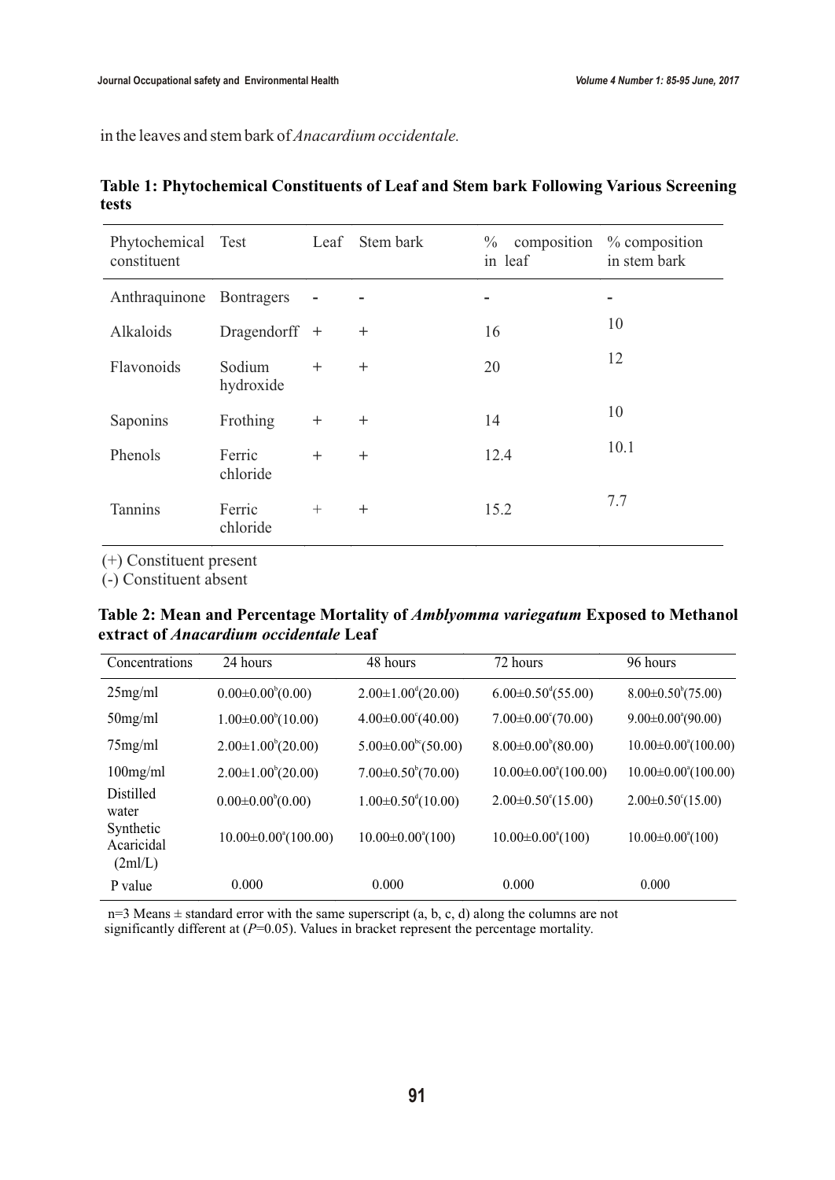in the leaves and stem bark of *Anacardium occidentale.*

**Table 1: Phytochemical Constituents of Leaf and Stem bark Following Various Screening tests**

| Phytochemical constituent | Test | Leaf | Stem bark | % composition in leaf | % composition in stem bark |
|---|---|---|---|---|---|
| Anthraquinone | Bontragers | - | - | - | - |
| Alkaloids | Dragendorff | + | + | 16 | 10 |
| Flavonoids | Sodium hydroxide | + | + | 20 | 12 |
| Saponins | Frothing | + | + | 14 | 10 |
| Phenols | Ferric chloride | + | + | 12.4 | 10.1 |
| Tannins | Ferric chloride | + | + | 15.2 | 7.7 |

(+) Constituent present
(-) Constituent absent

**Table 2: Mean and Percentage Mortality of *Amblyomma variegatum* Exposed to Methanol extract of *Anacardium occidentale* Leaf**

| Concentrations | 24 hours | 48 hours | 72 hours | 96 hours |
|---|---|---|---|---|
| 25mg/ml | $0.00\pm0.00^{b}$(0.00) | $2.00\pm1.00^{d}$(20.00) | $6.00\pm0.50^{d}$(55.00) | $8.00\pm0.50^{b}$(75.00) |
| 50mg/ml | $1.00\pm0.00^{b}$(10.00) | $4.00\pm0.00^{c}$(40.00) | $7.00\pm0.00^{c}$(70.00) | $9.00\pm0.00^{a}$(90.00) |
| 75mg/ml | $2.00\pm1.00^{b}$(20.00) | $5.00\pm0.00^{bc}$(50.00) | $8.00\pm0.00^{b}$(80.00) | $10.00\pm0.00^{a}$(100.00) |
| 100mg/ml | $2.00\pm1.00^{b}$(20.00) | $7.00\pm0.50^{b}$(70.00) | $10.00\pm0.00^{a}$(100.00) | $10.00\pm0.00^{a}$(100.00) |
| Distilled water | $0.00\pm0.00^{b}$(0.00) | $1.00\pm0.50^{d}$(10.00) | $2.00\pm0.50^{c}$(15.00) | $2.00\pm0.50^{c}$(15.00) |
| Synthetic Acaricidal (2ml/L) | $10.00\pm0.00^{a}$(100.00) | $10.00\pm0.00^{a}$(100) | $10.00\pm0.00^{a}$(100) | $10.00\pm0.00^{a}$(100) |
| P value | 0.000 | 0.000 | 0.000 | 0.000 |

n=3 Means ± standard error with the same superscript (a, b, c, d) along the columns are not significantly different at (*P*=0.05). Values in bracket represent the percentage mortality.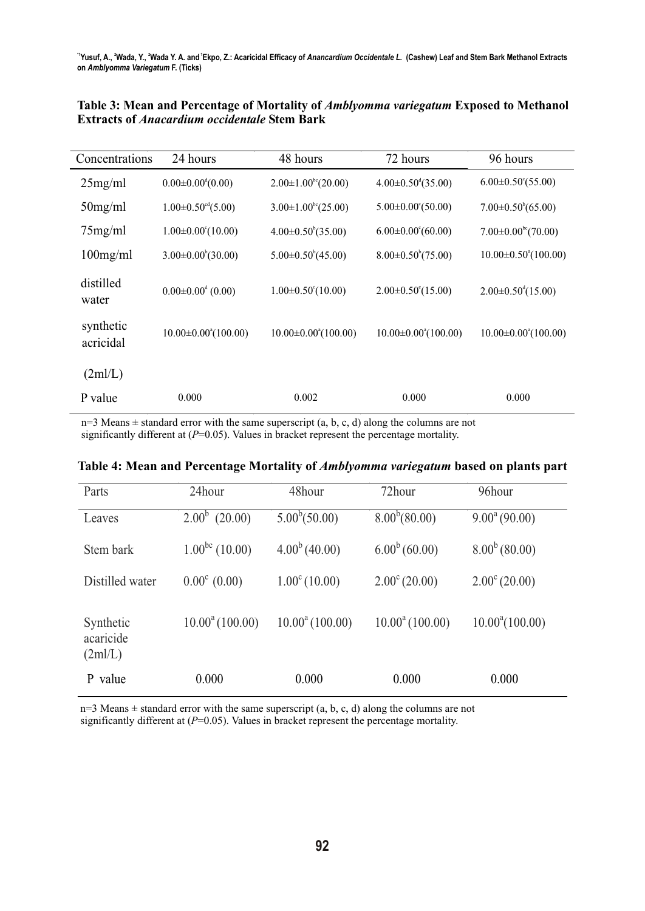**Table 3: Mean and Percentage of Mortality of *Amblyomma variegatum* Exposed to Methanol Extracts of *Anacardium occidentale* Stem Bark**

| Concentrations | 24 hours | 48 hours | 72 hours | 96 hours |
|---|---|---|---|---|
| 25mg/ml | $0.00{\pm}0.00^{d}$(0.00) | $2.00{\pm}1.00^{bc}$(20.00) | $4.00{\pm}0.50^{d}$(35.00) | $6.00{\pm}0.50^{c}$(55.00) |
| 50mg/ml | $1.00{\pm}0.50^{cd}$(5.00) | $3.00{\pm}1.00^{bc}$(25.00) | $5.00{\pm}0.00^{c}$(50.00) | $7.00{\pm}0.50^{b}$(65.00) |
| 75mg/ml | $1.00{\pm}0.00^{c}$(10.00) | $4.00{\pm}0.50^{b}$(35.00) | $6.00{\pm}0.00^{c}$(60.00) | $7.00{\pm}0.00^{bc}$(70.00) |
| 100mg/ml | $3.00{\pm}0.00^{b}$(30.00) | $5.00{\pm}0.50^{b}$(45.00) | $8.00{\pm}0.50^{b}$(75.00) | $10.00{\pm}0.50^{a}$(100.00) |
| distilled water | $0.00{\pm}0.00^{d}$ (0.00) | $1.00{\pm}0.50^{c}$(10.00) | $2.00{\pm}0.50^{e}$(15.00) | $2.00{\pm}0.50^{d}$(15.00) |
| synthetic acricidal (2ml/L) | $10.00{\pm}0.00^{a}$(100.00) | $10.00{\pm}0.00^{a}$(100.00) | $10.00{\pm}0.00^{a}$(100.00) | $10.00{\pm}0.00^{a}$(100.00) |
| P value | 0.000 | 0.002 | 0.000 | 0.000 |

n=3 Means ± standard error with the same superscript (a, b, c, d) along the columns are not significantly different at ($P$=0.05). Values in bracket represent the percentage mortality.

**Table 4: Mean and Percentage Mortality of *Amblyomma variegatum* based on plants part**

| Parts | 24hour | 48hour | 72hour | 96hour |
|---|---|---|---|---|
| Leaves | $2.00^{b}$ (20.00) | $5.00^{b}$(50.00) | $8.00^{b}$(80.00) | $9.00^{a}$ (90.00) |
| Stem bark | $1.00^{bc}$ (10.00) | $4.00^{b}$ (40.00) | $6.00^{b}$ (60.00) | $8.00^{b}$ (80.00) |
| Distilled water | $0.00^{c}$ (0.00) | $1.00^{c}$ (10.00) | $2.00^{c}$ (20.00) | $2.00^{c}$ (20.00) |
| Synthetic acaricide (2ml/L) | $10.00^{a}$ (100.00) | $10.00^{a}$ (100.00) | $10.00^{a}$ (100.00) | $10.00^{a}$(100.00) |
| P value | 0.000 | 0.000 | 0.000 | 0.000 |

n=3 Means ± standard error with the same superscript (a, b, c, d) along the columns are not significantly different at ($P$=0.05). Values in bracket represent the percentage mortality.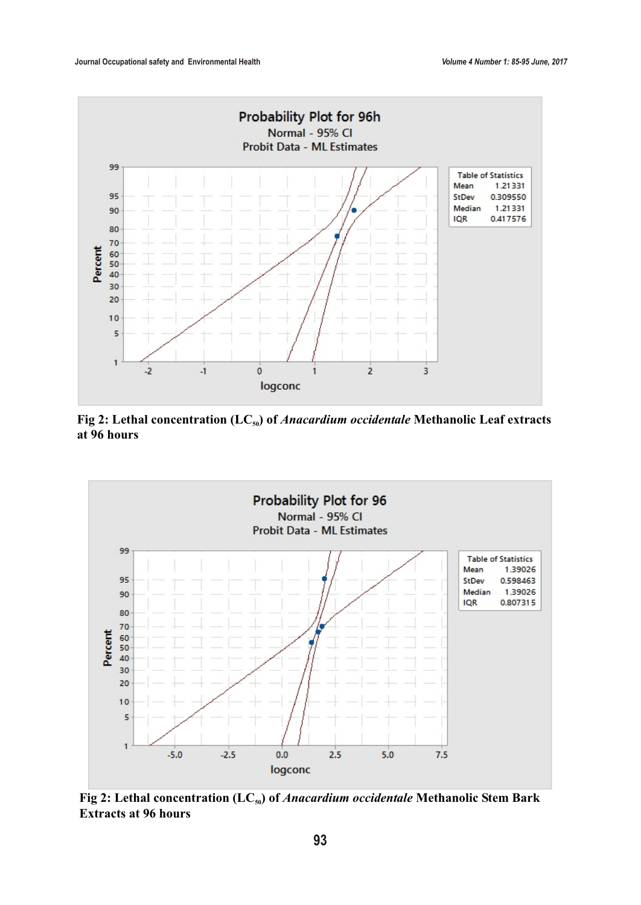Probability Plot for 96h

Normal - 95% CI

Probit Data - ML Estimates

| Table of Statistics | |
|---|---|
| Mean | 1.21331 |
| StDev | 0.309550 |
| Median | 1.21331 |
| IQR | 0.417576 |

**Fig 2: Lethal concentration ($LC_{50}$) of *Anacardium occidentale* Methanolic Leaf extracts at 96 hours**

Probability Plot for 96

Normal - 95% CI

Probit Data - ML Estimates

| Table of Statistics | |
|---|---|
| Mean | 1.39026 |
| StDev | 0.598463 |
| Median | 1.39026 |
| IQR | 0.807315 |

**Fig 2: Lethal concentration ($LC_{50}$) of *Anacardium occidentale* Methanolic Stem Bark Extracts at 96 hours**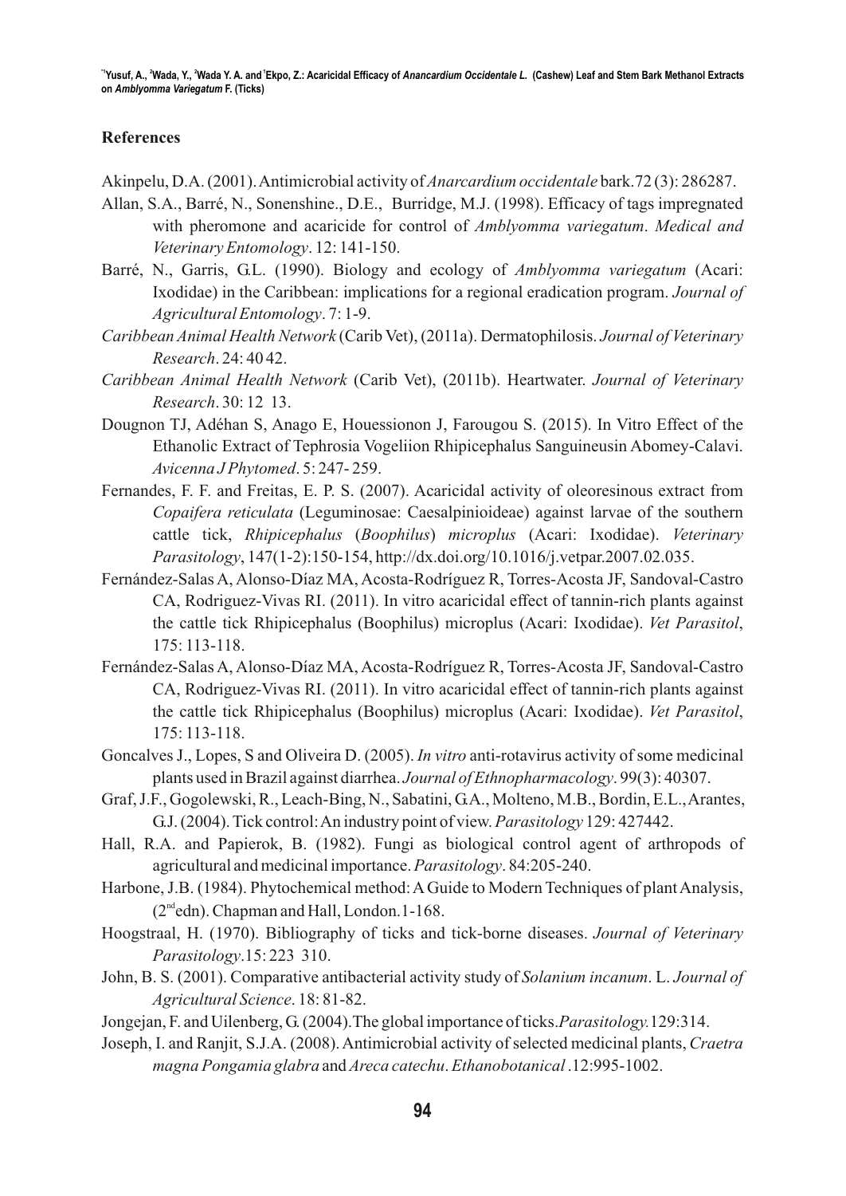## References

Akinpelu, D.A. (2001). Antimicrobial activity of *Anarcardium occidentale* bark.72 (3): 286287.

Allan, S.A., Barré, N., Sonenshine., D.E., Burridge, M.J. (1998). Efficacy of tags impregnated with pheromone and acaricide for control of *Amblyomma variegatum*. *Medical and Veterinary Entomology*. 12: 141-150.

Barré, N., Garris, G.L. (1990). Biology and ecology of *Amblyomma variegatum* (Acari: Ixodidae) in the Caribbean: implications for a regional eradication program. *Journal of Agricultural Entomology*. 7: 1-9.

*Caribbean Animal Health Network* (Carib Vet), (2011a). Dermatophilosis. *Journal of Veterinary Research*. 24: 40 42.

*Caribbean Animal Health Network* (Carib Vet), (2011b). Heartwater. *Journal of Veterinary Research*. 30: 12 13.

Dougnon TJ, Adéhan S, Anago E, Houessionon J, Farougou S. (2015). In Vitro Effect of the Ethanolic Extract of Tephrosia Vogeliion Rhipicephalus Sanguineusin Abomey-Calavi. *Avicenna J Phytomed*. 5: 247- 259.

Fernandes, F. F. and Freitas, E. P. S. (2007). Acaricidal activity of oleoresinous extract from *Copaifera reticulata* (Leguminosae: Caesalpinioideae) against larvae of the southern cattle tick, *Rhipicephalus* (*Boophilus*) *microplus* (Acari: Ixodidae). *Veterinary Parasitology*, 147(1-2):150-154, http://dx.doi.org/10.1016/j.vetpar.2007.02.035.

Fernández-Salas A, Alonso-Díaz MA, Acosta-Rodríguez R, Torres-Acosta JF, Sandoval-Castro CA, Rodriguez-Vivas RI. (2011). In vitro acaricidal effect of tannin-rich plants against the cattle tick Rhipicephalus (Boophilus) microplus (Acari: Ixodidae). *Vet Parasitol*, 175: 113-118.

Fernández-Salas A, Alonso-Díaz MA, Acosta-Rodríguez R, Torres-Acosta JF, Sandoval-Castro CA, Rodriguez-Vivas RI. (2011). In vitro acaricidal effect of tannin-rich plants against the cattle tick Rhipicephalus (Boophilus) microplus (Acari: Ixodidae). *Vet Parasitol*, 175: 113-118.

Goncalves J., Lopes, S and Oliveira D. (2005). *In vitro* anti-rotavirus activity of some medicinal plants used in Brazil against diarrhea. *Journal of Ethnopharmacology*. 99(3): 40307.

Graf, J.F., Gogolewski, R., Leach-Bing, N., Sabatini, G.A., Molteno, M.B., Bordin, E.L., Arantes, G.J. (2004). Tick control: An industry point of view. *Parasitology* 129: 427442.

Hall, R.A. and Papierok, B. (1982). Fungi as biological control agent of arthropods of agricultural and medicinal importance. *Parasitology*. 84:205-240.

Harbone, J.B. (1984). Phytochemical method: A Guide to Modern Techniques of plant Analysis, (2[nd]edn). Chapman and Hall, London.1-168.

Hoogstraal, H. (1970). Bibliography of ticks and tick-borne diseases. *Journal of Veterinary Parasitology*.15: 223 310.

John, B. S. (2001). Comparative antibacterial activity study of *Solanium incanum*. L. *Journal of Agricultural Science*. 18: 81-82.

Jongejan, F. and Uilenberg, G. (2004).The global importance of ticks.*Parasitology.*129:314.

Joseph, I. and Ranjit, S.J.A. (2008). Antimicrobial activity of selected medicinal plants, *Craetra magna Pongamia glabra* and *Areca catechu*. *Ethanobotanical* .12:995-1002.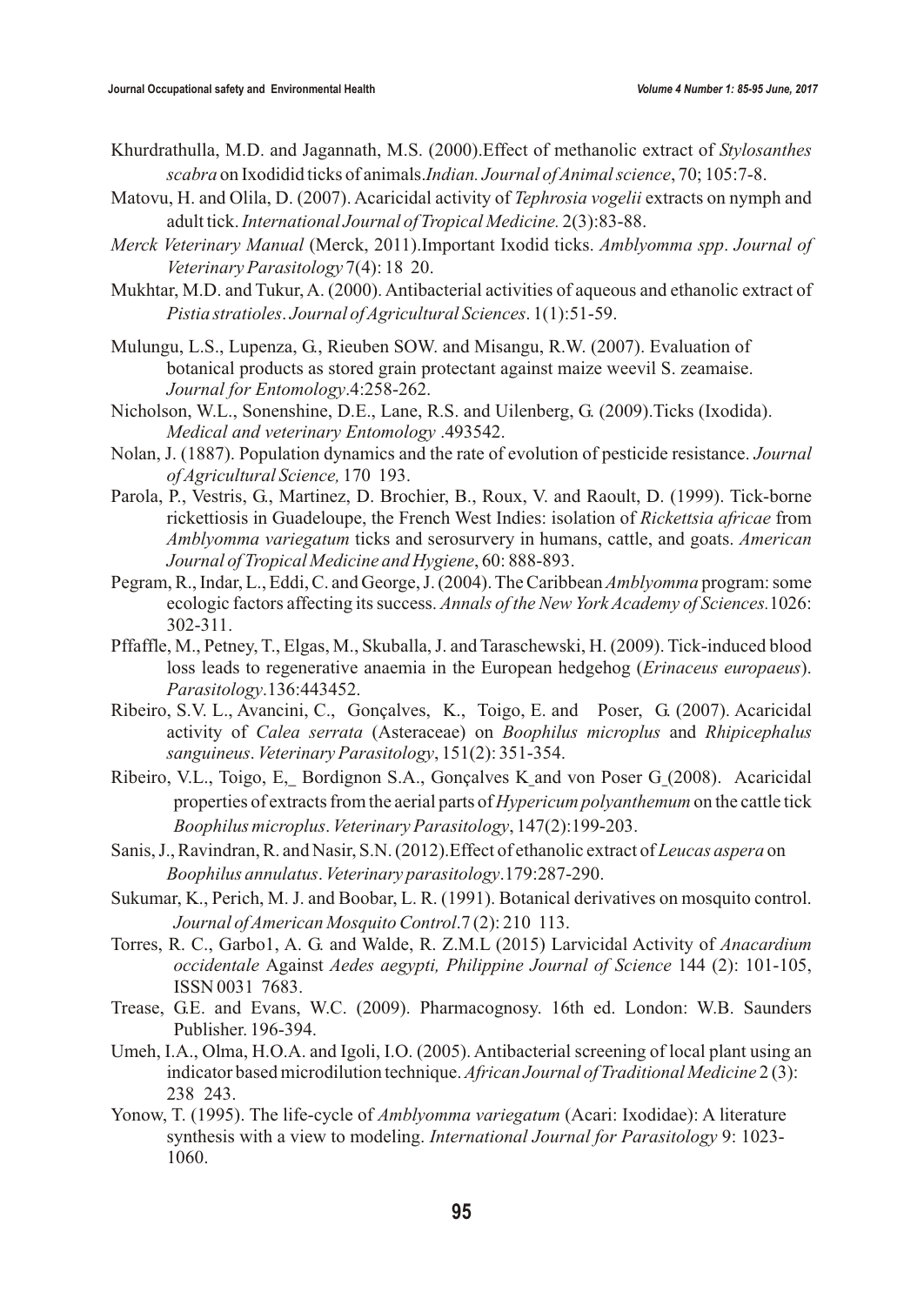Khurdrathulla, M.D. and Jagannath, M.S. (2000).Effect of methanolic extract of *Stylosanthes scabra* on Ixodidid ticks of animals.*Indian. Journal of Animal science*, 70; 105:7-8.

Matovu, H. and Olila, D. (2007). Acaricidal activity of *Tephrosia vogelii* extracts on nymph and adult tick. *International Journal of Tropical Medicine.* 2(3):83-88.

*Merck Veterinary Manual* (Merck, 2011).Important Ixodid ticks. *Amblyomma spp*. *Journal of Veterinary Parasitology* 7(4): 18 20.

Mukhtar, M.D. and Tukur, A. (2000). Antibacterial activities of aqueous and ethanolic extract of *Pistia stratioles*. *Journal of Agricultural Sciences*. 1(1):51-59.

Mulungu, L.S., Lupenza, G., Rieuben SOW. and Misangu, R.W. (2007). Evaluation of botanical products as stored grain protectant against maize weevil S. zeamaise. *Journal for Entomology*.4:258-262.

Nicholson, W.L., Sonenshine, D.E., Lane, R.S. and Uilenberg, G. (2009).Ticks (Ixodida). *Medical and veterinary Entomology* .493542.

Nolan, J. (1887). Population dynamics and the rate of evolution of pesticide resistance. *Journal of Agricultural Science,* 170 193.

Parola, P., Vestris, G., Martinez, D. Brochier, B., Roux, V. and Raoult, D. (1999). Tick-borne rickettiosis in Guadeloupe, the French West Indies: isolation of *Rickettsia africae* from *Amblyomma variegatum* ticks and serosurvery in humans, cattle, and goats. *American Journal of Tropical Medicine and Hygiene*, 60: 888-893.

Pegram, R., Indar, L., Eddi, C. and George, J. (2004). The Caribbean *Amblyomma* program: some ecologic factors affecting its success. *Annals of the New York Academy of Sciences.*1026: 302-311.

Pffaffle, M., Petney, T., Elgas, M., Skuballa, J. and Taraschewski, H. (2009). Tick-induced blood loss leads to regenerative anaemia in the European hedgehog (*Erinaceus europaeus*). *Parasitology*.136:443452.

Ribeiro, S.V. L., Avancini, C., Gonçalves, K., Toigo, E. and Poser, G. (2007). Acaricidal activity of *Calea serrata* (Asteraceae) on *Boophilus microplus* and *Rhipicephalus sanguineus*. *Veterinary Parasitology*, 151(2): 351-354.

Ribeiro, V.L., Toigo, E,_ Bordignon S.A., Gonçalves K_and von Poser G_(2008). Acaricidal properties of extracts from the aerial parts of *Hypericum polyanthemum* on the cattle tick *Boophilus microplus*. *Veterinary Parasitology*, 147(2):199-203.

Sanis, J., Ravindran, R. and Nasir, S.N. (2012).Effect of ethanolic extract of *Leucas aspera* on *Boophilus annulatus*. *Veterinary parasitology*.179:287-290.

Sukumar, K., Perich, M. J. and Boobar, L. R. (1991). Botanical derivatives on mosquito control. *Journal of American Mosquito Control*.7 (2): 210 113.

Torres, R. C., Garbo1, A. G. and Walde, R. Z.M.L (2015) Larvicidal Activity of *Anacardium occidentale* Against *Aedes aegypti, Philippine Journal of Science* 144 (2): 101-105, ISSN 0031 7683.

Trease, G.E. and Evans, W.C. (2009). Pharmacognosy. 16th ed. London: W.B. Saunders Publisher. 196-394.

Umeh, I.A., Olma, H.O.A. and Igoli, I.O. (2005). Antibacterial screening of local plant using an indicator based microdilution technique. *African Journal of Traditional Medicine* 2 (3): 238 243.

Yonow, T. (1995). The life-cycle of *Amblyomma variegatum* (Acari: Ixodidae): A literature synthesis with a view to modeling. *International Journal for Parasitology* 9: 1023-1060.